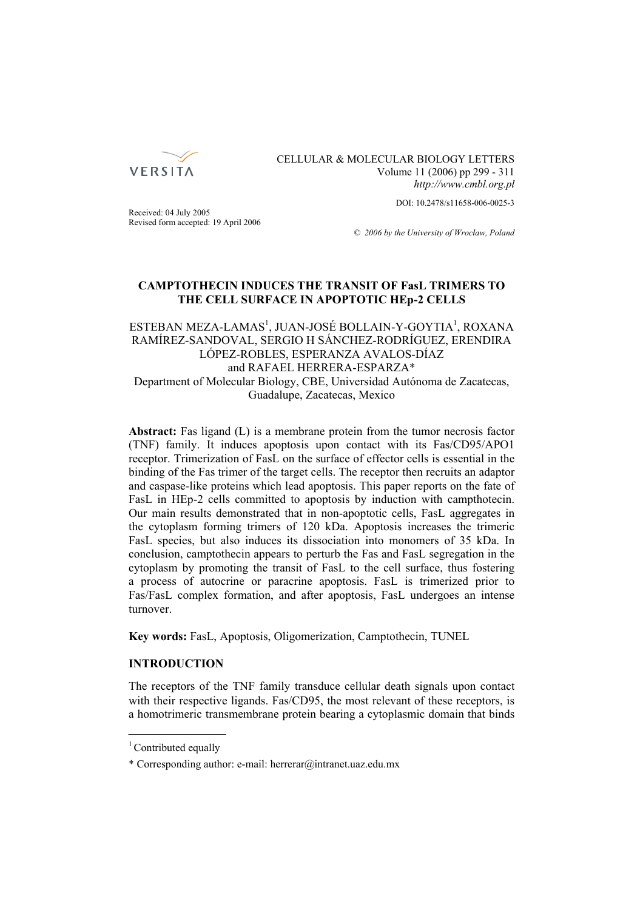CELLULAR & MOLECULAR BIOLOGY LETTERS
Volume 11 (2006) pp 299 - 311
*http://www.cmbl.org.pl*

DOI: 10.2478/s11658-006-0025-3

Received: 04 July 2005
Revised form accepted: 19 April 2006

*© 2006 by the University of Wrocław, Poland*

# CAMPTOTHECIN INDUCES THE TRANSIT OF FasL TRIMERS TO THE CELL SURFACE IN APOPTOTIC HEp-2 CELLS

ESTEBAN MEZA-LAMAS[1], JUAN-JOSÉ BOLLAIN-Y-GOYTIA[1], ROXANA RAMÍREZ-SANDOVAL, SERGIO H SÁNCHEZ-RODRÍGUEZ, ERENDIRA LÓPEZ-ROBLES, ESPERANZA AVALOS-DÍAZ and RAFAEL HERRERA-ESPARZA*
Department of Molecular Biology, CBE, Universidad Autónoma de Zacatecas, Guadalupe, Zacatecas, Mexico

**Abstract:** Fas ligand (L) is a membrane protein from the tumor necrosis factor (TNF) family. It induces apoptosis upon contact with its Fas/CD95/APO1 receptor. Trimerization of FasL on the surface of effector cells is essential in the binding of the Fas trimer of the target cells. The receptor then recruits an adaptor and caspase-like proteins which lead apoptosis. This paper reports on the fate of FasL in HEp-2 cells committed to apoptosis by induction with campthotecin. Our main results demonstrated that in non-apoptotic cells, FasL aggregates in the cytoplasm forming trimers of 120 kDa. Apoptosis increases the trimeric FasL species, but also induces its dissociation into monomers of 35 kDa. In conclusion, camptothecin appears to perturb the Fas and FasL segregation in the cytoplasm by promoting the transit of FasL to the cell surface, thus fostering a process of autocrine or paracrine apoptosis. FasL is trimerized prior to Fas/FasL complex formation, and after apoptosis, FasL undergoes an intense turnover.

**Key words:** FasL, Apoptosis, Oligomerization, Camptothecin, TUNEL

## INTRODUCTION

The receptors of the TNF family transduce cellular death signals upon contact with their respective ligands. Fas/CD95, the most relevant of these receptors, is a homotrimeric transmembrane protein bearing a cytoplasmic domain that binds

---

[1] Contributed equally

* Corresponding author: e-mail: herrerar@intranet.uaz.edu.mx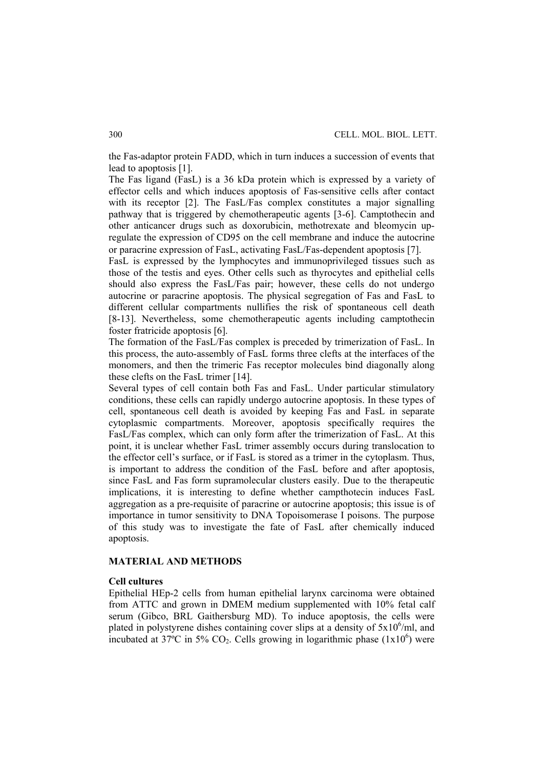the Fas-adaptor protein FADD, which in turn induces a succession of events that lead to apoptosis [1].

The Fas ligand (FasL) is a 36 kDa protein which is expressed by a variety of effector cells and which induces apoptosis of Fas-sensitive cells after contact with its receptor [2]. The FasL/Fas complex constitutes a major signalling pathway that is triggered by chemotherapeutic agents [3-6]. Camptothecin and other anticancer drugs such as doxorubicin, methotrexate and bleomycin up-regulate the expression of CD95 on the cell membrane and induce the autocrine or paracrine expression of FasL, activating FasL/Fas-dependent apoptosis [7].

FasL is expressed by the lymphocytes and immunoprivileged tissues such as those of the testis and eyes. Other cells such as thyrocytes and epithelial cells should also express the FasL/Fas pair; however, these cells do not undergo autocrine or paracrine apoptosis. The physical segregation of Fas and FasL to different cellular compartments nullifies the risk of spontaneous cell death [8-13]. Nevertheless, some chemotherapeutic agents including camptothecin foster fratricide apoptosis [6].

The formation of the FasL/Fas complex is preceded by trimerization of FasL. In this process, the auto-assembly of FasL forms three clefts at the interfaces of the monomers, and then the trimeric Fas receptor molecules bind diagonally along these clefts on the FasL trimer [14].

Several types of cell contain both Fas and FasL. Under particular stimulatory conditions, these cells can rapidly undergo autocrine apoptosis. In these types of cell, spontaneous cell death is avoided by keeping Fas and FasL in separate cytoplasmic compartments. Moreover, apoptosis specifically requires the FasL/Fas complex, which can only form after the trimerization of FasL. At this point, it is unclear whether FasL trimer assembly occurs during translocation to the effector cell's surface, or if FasL is stored as a trimer in the cytoplasm. Thus, is important to address the condition of the FasL before and after apoptosis, since FasL and Fas form supramolecular clusters easily. Due to the therapeutic implications, it is interesting to define whether campthotecin induces FasL aggregation as a pre-requisite of paracrine or autocrine apoptosis; this issue is of importance in tumor sensitivity to DNA Topoisomerase I poisons. The purpose of this study was to investigate the fate of FasL after chemically induced apoptosis.

## MATERIAL AND METHODS

### Cell cultures

Epithelial HEp-2 cells from human epithelial larynx carcinoma were obtained from ATTC and grown in DMEM medium supplemented with 10% fetal calf serum (Gibco, BRL Gaithersburg MD). To induce apoptosis, the cells were plated in polystyrene dishes containing cover slips at a density of $5x10^6$/ml, and incubated at 37ºC in 5% $CO_2$. Cells growing in logarithmic phase ($1x10^6$) were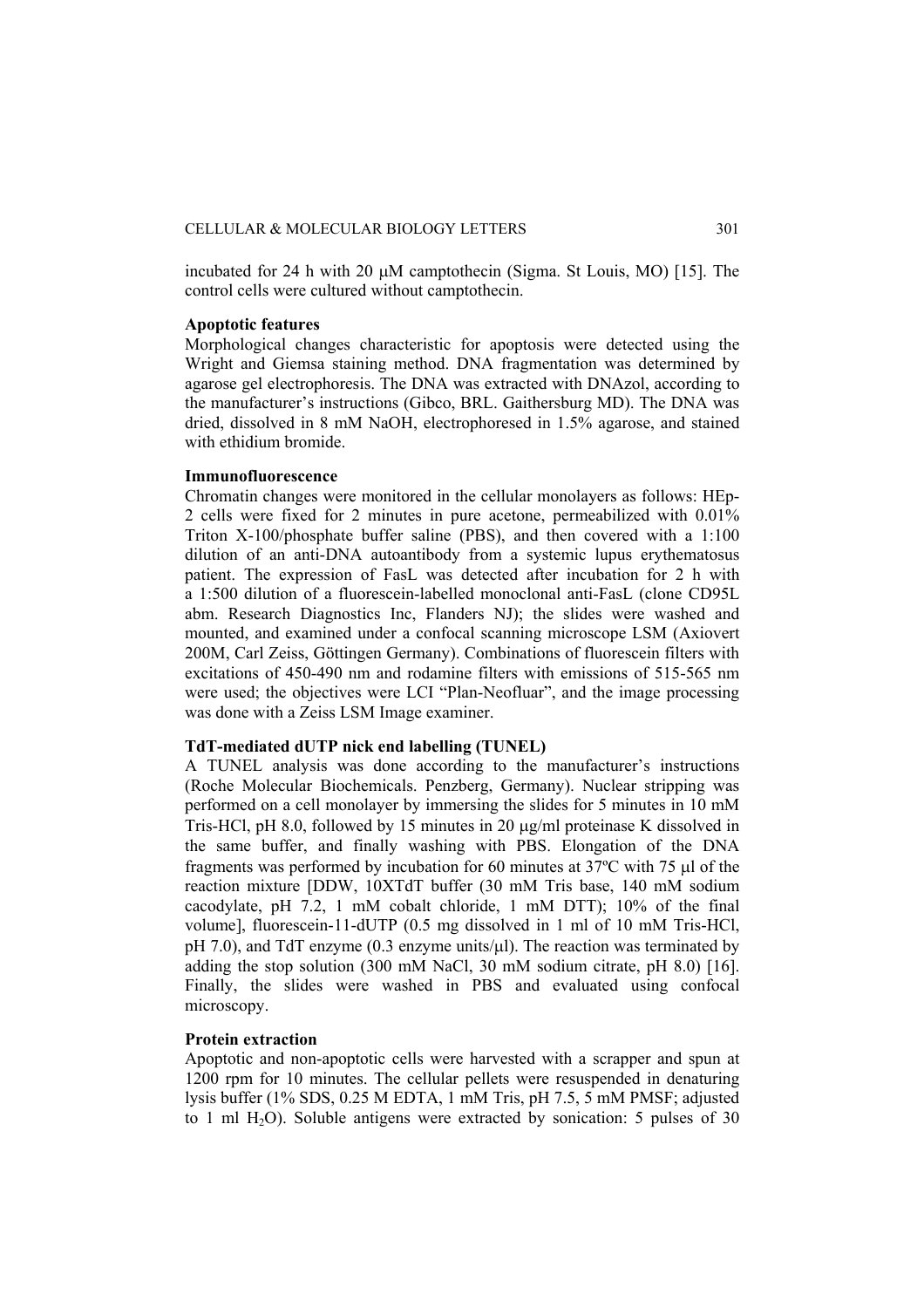incubated for 24 h with 20 μM camptothecin (Sigma. St Louis, MO) [15]. The control cells were cultured without camptothecin.

**Apoptotic features**

Morphological changes characteristic for apoptosis were detected using the Wright and Giemsa staining method. DNA fragmentation was determined by agarose gel electrophoresis. The DNA was extracted with DNAzol, according to the manufacturer's instructions (Gibco, BRL. Gaithersburg MD). The DNA was dried, dissolved in 8 mM NaOH, electrophoresed in 1.5% agarose, and stained with ethidium bromide.

**Immunofluorescence**

Chromatin changes were monitored in the cellular monolayers as follows: HEp-2 cells were fixed for 2 minutes in pure acetone, permeabilized with 0.01% Triton X-100/phosphate buffer saline (PBS), and then covered with a 1:100 dilution of an anti-DNA autoantibody from a systemic lupus erythematosus patient. The expression of FasL was detected after incubation for 2 h with a 1:500 dilution of a fluorescein-labelled monoclonal anti-FasL (clone CD95L abm. Research Diagnostics Inc, Flanders NJ); the slides were washed and mounted, and examined under a confocal scanning microscope LSM (Axiovert 200M, Carl Zeiss, Göttingen Germany). Combinations of fluorescein filters with excitations of 450-490 nm and rodamine filters with emissions of 515-565 nm were used; the objectives were LCI "Plan-Neofluar", and the image processing was done with a Zeiss LSM Image examiner.

**TdT-mediated dUTP nick end labelling (TUNEL)**

A TUNEL analysis was done according to the manufacturer's instructions (Roche Molecular Biochemicals. Penzberg, Germany). Nuclear stripping was performed on a cell monolayer by immersing the slides for 5 minutes in 10 mM Tris-HCl, pH 8.0, followed by 15 minutes in 20 μg/ml proteinase K dissolved in the same buffer, and finally washing with PBS. Elongation of the DNA fragments was performed by incubation for 60 minutes at 37ºC with 75 μl of the reaction mixture [DDW, 10XTdT buffer (30 mM Tris base, 140 mM sodium cacodylate, pH 7.2, 1 mM cobalt chloride, 1 mM DTT); 10% of the final volume], fluorescein-11-dUTP (0.5 mg dissolved in 1 ml of 10 mM Tris-HCl, pH 7.0), and TdT enzyme (0.3 enzyme units/μl). The reaction was terminated by adding the stop solution (300 mM NaCl, 30 mM sodium citrate, pH 8.0) [16]. Finally, the slides were washed in PBS and evaluated using confocal microscopy.

**Protein extraction**

Apoptotic and non-apoptotic cells were harvested with a scrapper and spun at 1200 rpm for 10 minutes. The cellular pellets were resuspended in denaturing lysis buffer (1% SDS, 0.25 M EDTA, 1 mM Tris, pH 7.5, 5 mM PMSF; adjusted to 1 ml $H_2O$). Soluble antigens were extracted by sonication: 5 pulses of 30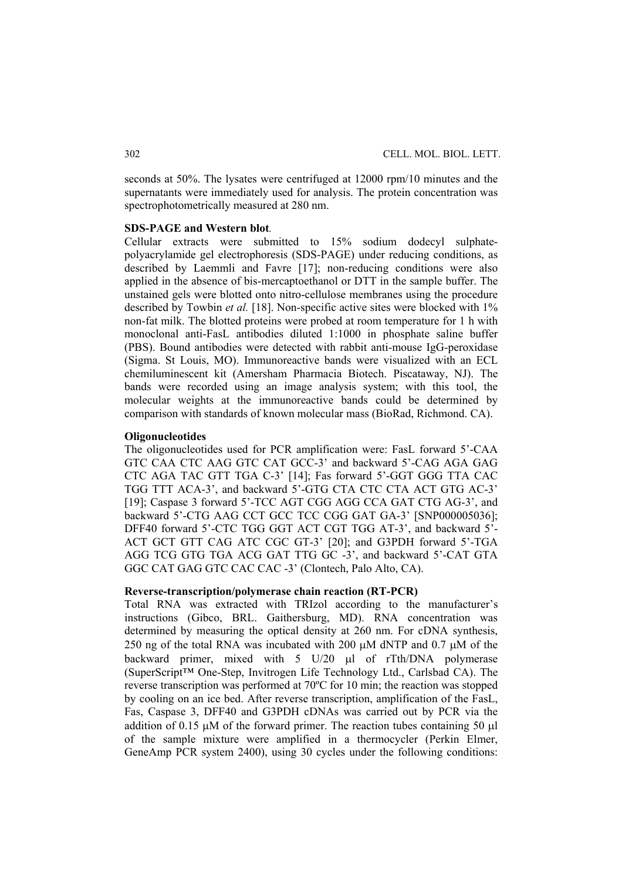seconds at 50%. The lysates were centrifuged at 12000 rpm/10 minutes and the supernatants were immediately used for analysis. The protein concentration was spectrophotometrically measured at 280 nm.

**SDS-PAGE and Western blot**.

Cellular extracts were submitted to 15% sodium dodecyl sulphate-polyacrylamide gel electrophoresis (SDS-PAGE) under reducing conditions, as described by Laemmli and Favre [17]; non-reducing conditions were also applied in the absence of bis-mercaptoethanol or DTT in the sample buffer. The unstained gels were blotted onto nitro-cellulose membranes using the procedure described by Towbin *et al.* [18]. Non-specific active sites were blocked with 1% non-fat milk. The blotted proteins were probed at room temperature for 1 h with monoclonal anti-FasL antibodies diluted 1:1000 in phosphate saline buffer (PBS). Bound antibodies were detected with rabbit anti-mouse IgG-peroxidase (Sigma. St Louis, MO). Immunoreactive bands were visualized with an ECL chemiluminescent kit (Amersham Pharmacia Biotech. Piscataway, NJ). The bands were recorded using an image analysis system; with this tool, the molecular weights at the immunoreactive bands could be determined by comparison with standards of known molecular mass (BioRad, Richmond. CA).

**Oligonucleotides**

The oligonucleotides used for PCR amplification were: FasL forward 5'-CAA GTC CAA CTC AAG GTC CAT GCC-3' and backward 5'-CAG AGA GAG CTC AGA TAC GTT TGA C-3' [14]; Fas forward 5'-GGT GGG TTA CAC TGG TTT ACA-3', and backward 5'-GTG CTA CTC CTA ACT GTG AC-3' [19]; Caspase 3 forward 5'-TCC AGT CGG AGG CCA GAT CTG AG-3', and backward 5'-CTG AAG CCT GCC TCC CGG GAT GA-3' [SNP000005036]; DFF40 forward 5'-CTC TGG GGT ACT CGT TGG AT-3', and backward 5'-ACT GCT GTT CAG ATC CGC GT-3' [20]; and G3PDH forward 5'-TGA AGG TCG GTG TGA ACG GAT TTG GC -3', and backward 5'-CAT GTA GGC CAT GAG GTC CAC CAC -3' (Clontech, Palo Alto, CA).

**Reverse-transcription/polymerase chain reaction (RT-PCR)**

Total RNA was extracted with TRIzol according to the manufacturer's instructions (Gibco, BRL. Gaithersburg, MD). RNA concentration was determined by measuring the optical density at 260 nm. For cDNA synthesis, 250 ng of the total RNA was incubated with 200 μM dNTP and 0.7 μM of the backward primer, mixed with 5 U/20 μl of rTth/DNA polymerase (SuperScript™ One-Step, Invitrogen Life Technology Ltd., Carlsbad CA). The reverse transcription was performed at 70ºC for 10 min; the reaction was stopped by cooling on an ice bed. After reverse transcription, amplification of the FasL, Fas, Caspase 3, DFF40 and G3PDH cDNAs was carried out by PCR via the addition of 0.15 μM of the forward primer. The reaction tubes containing 50 μl of the sample mixture were amplified in a thermocycler (Perkin Elmer, GeneAmp PCR system 2400), using 30 cycles under the following conditions: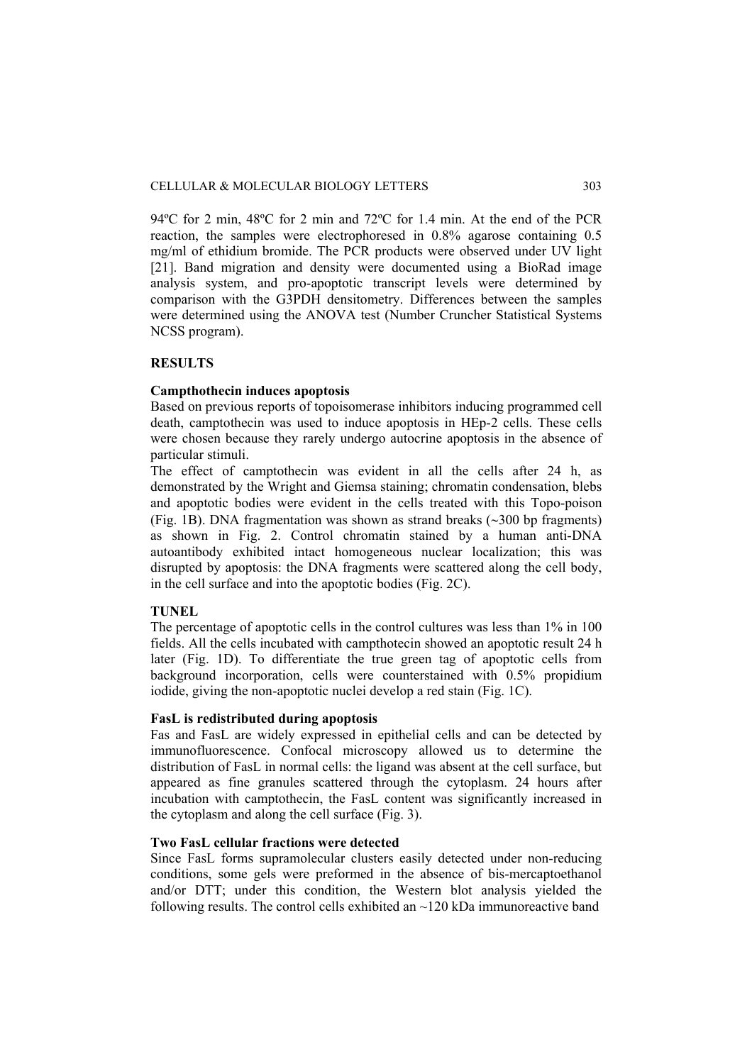94ºC for 2 min, 48ºC for 2 min and 72ºC for 1.4 min. At the end of the PCR reaction, the samples were electrophoresed in 0.8% agarose containing 0.5 mg/ml of ethidium bromide. The PCR products were observed under UV light [21]. Band migration and density were documented using a BioRad image analysis system, and pro-apoptotic transcript levels were determined by comparison with the G3PDH densitometry. Differences between the samples were determined using the ANOVA test (Number Cruncher Statistical Systems NCSS program).

## RESULTS

### Campthothecin induces apoptosis

Based on previous reports of topoisomerase inhibitors inducing programmed cell death, camptothecin was used to induce apoptosis in HEp-2 cells. These cells were chosen because they rarely undergo autocrine apoptosis in the absence of particular stimuli.

The effect of camptothecin was evident in all the cells after 24 h, as demonstrated by the Wright and Giemsa staining; chromatin condensation, blebs and apoptotic bodies were evident in the cells treated with this Topo-poison (Fig. 1B). DNA fragmentation was shown as strand breaks (~300 bp fragments) as shown in Fig. 2. Control chromatin stained by a human anti-DNA autoantibody exhibited intact homogeneous nuclear localization; this was disrupted by apoptosis: the DNA fragments were scattered along the cell body, in the cell surface and into the apoptotic bodies (Fig. 2C).

### TUNEL

The percentage of apoptotic cells in the control cultures was less than 1% in 100 fields. All the cells incubated with campthotecin showed an apoptotic result 24 h later (Fig. 1D). To differentiate the true green tag of apoptotic cells from background incorporation, cells were counterstained with 0.5% propidium iodide, giving the non-apoptotic nuclei develop a red stain (Fig. 1C).

### FasL is redistributed during apoptosis

Fas and FasL are widely expressed in epithelial cells and can be detected by immunofluorescence. Confocal microscopy allowed us to determine the distribution of FasL in normal cells: the ligand was absent at the cell surface, but appeared as fine granules scattered through the cytoplasm. 24 hours after incubation with camptothecin, the FasL content was significantly increased in the cytoplasm and along the cell surface (Fig. 3).

### Two FasL cellular fractions were detected

Since FasL forms supramolecular clusters easily detected under non-reducing conditions, some gels were preformed in the absence of bis-mercaptoethanol and/or DTT; under this condition, the Western blot analysis yielded the following results. The control cells exhibited an ~120 kDa immunoreactive band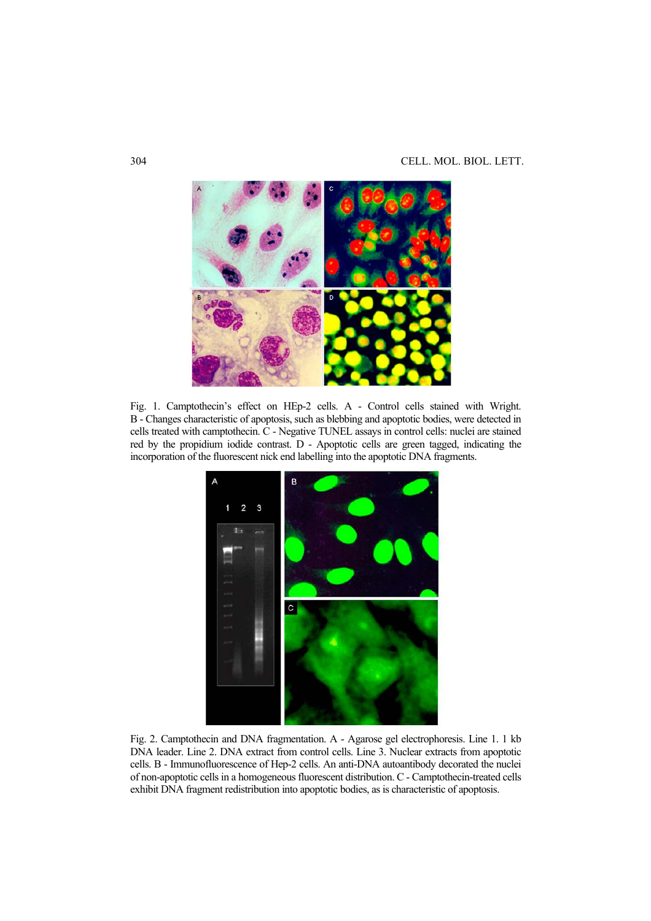Fig. 1. Camptothecin's effect on HEp-2 cells. A - Control cells stained with Wright. B - Changes characteristic of apoptosis, such as blebbing and apoptotic bodies, were detected in cells treated with camptothecin. C - Negative TUNEL assays in control cells: nuclei are stained red by the propidium iodide contrast. D - Apoptotic cells are green tagged, indicating the incorporation of the fluorescent nick end labelling into the apoptotic DNA fragments.

Fig. 2. Camptothecin and DNA fragmentation. A - Agarose gel electrophoresis. Line 1. 1 kb DNA leader. Line 2. DNA extract from control cells. Line 3. Nuclear extracts from apoptotic cells. B - Immunofluorescence of Hep-2 cells. An anti-DNA autoantibody decorated the nuclei of non-apoptotic cells in a homogeneous fluorescent distribution. C - Camptothecin-treated cells exhibit DNA fragment redistribution into apoptotic bodies, as is characteristic of apoptosis.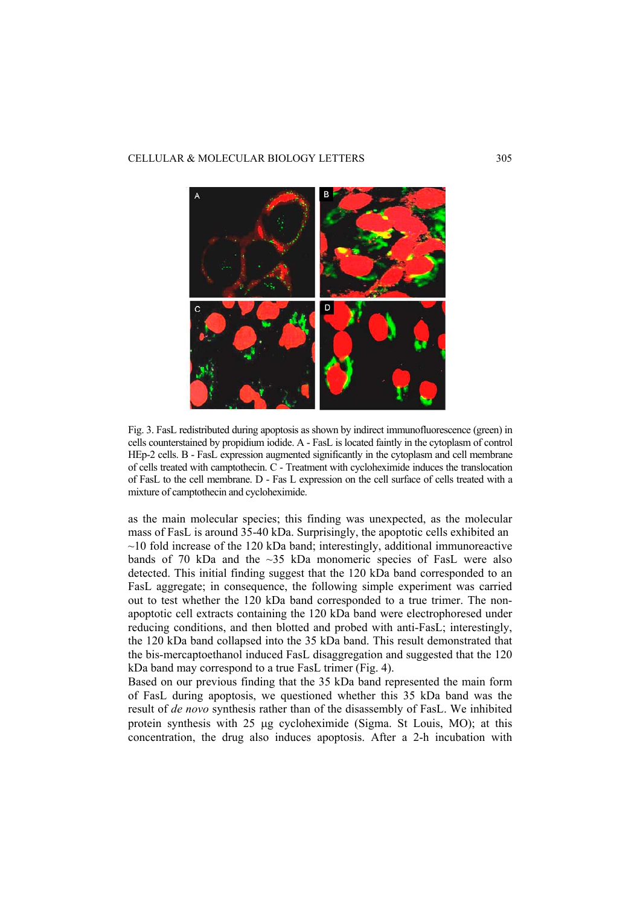Fig. 3. FasL redistributed during apoptosis as shown by indirect immunofluorescence (green) in cells counterstained by propidium iodide. A - FasL is located faintly in the cytoplasm of control HEp-2 cells. B - FasL expression augmented significantly in the cytoplasm and cell membrane of cells treated with camptothecin. C - Treatment with cycloheximide induces the translocation of FasL to the cell membrane. D - Fas L expression on the cell surface of cells treated with a mixture of camptothecin and cycloheximide.

as the main molecular species; this finding was unexpected, as the molecular mass of FasL is around 35-40 kDa. Surprisingly, the apoptotic cells exhibited an ~10 fold increase of the 120 kDa band; interestingly, additional immunoreactive bands of 70 kDa and the ~35 kDa monomeric species of FasL were also detected. This initial finding suggest that the 120 kDa band corresponded to an FasL aggregate; in consequence, the following simple experiment was carried out to test whether the 120 kDa band corresponded to a true trimer. The non-apoptotic cell extracts containing the 120 kDa band were electrophoresed under reducing conditions, and then blotted and probed with anti-FasL; interestingly, the 120 kDa band collapsed into the 35 kDa band. This result demonstrated that the bis-mercaptoethanol induced FasL disaggregation and suggested that the 120 kDa band may correspond to a true FasL trimer (Fig. 4).

Based on our previous finding that the 35 kDa band represented the main form of FasL during apoptosis, we questioned whether this 35 kDa band was the result of *de novo* synthesis rather than of the disassembly of FasL. We inhibited protein synthesis with 25 μg cycloheximide (Sigma. St Louis, MO); at this concentration, the drug also induces apoptosis. After a 2-h incubation with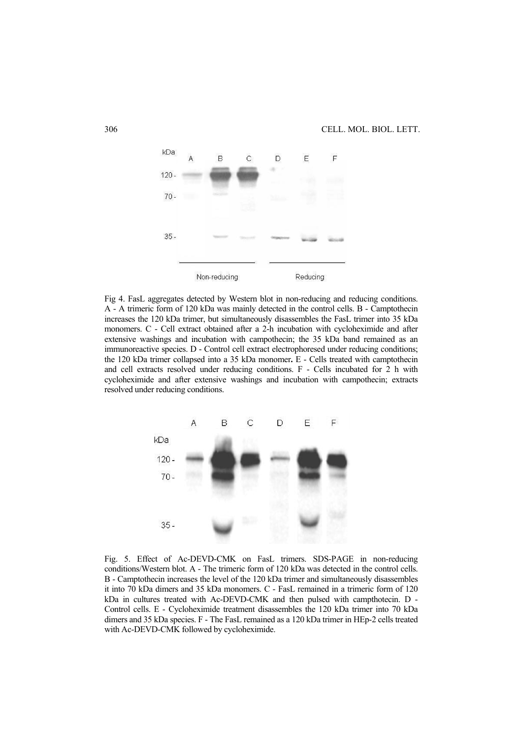Fig 4. FasL aggregates detected by Western blot in non-reducing and reducing conditions. A - A trimeric form of 120 kDa was mainly detected in the control cells. B - Camptothecin increases the 120 kDa trimer, but simultaneously disassembles the FasL trimer into 35 kDa monomers. C - Cell extract obtained after a 2-h incubation with cycloheximide and after extensive washings and incubation with campothecin; the 35 kDa band remained as an immunoreactive species. D - Control cell extract electrophoresed under reducing conditions; the 120 kDa trimer collapsed into a 35 kDa monomer**.** E - Cells treated with camptothecin and cell extracts resolved under reducing conditions. F - Cells incubated for 2 h with cycloheximide and after extensive washings and incubation with campothecin; extracts resolved under reducing conditions.

Fig. 5. Effect of Ac-DEVD-CMK on FasL trimers. SDS-PAGE in non-reducing conditions/Western blot. A - The trimeric form of 120 kDa was detected in the control cells. B - Camptothecin increases the level of the 120 kDa trimer and simultaneously disassembles it into 70 kDa dimers and 35 kDa monomers. C - FasL remained in a trimeric form of 120 kDa in cultures treated with Ac-DEVD-CMK and then pulsed with campthotecin. D - Control cells. E - Cycloheximide treatment disassembles the 120 kDa trimer into 70 kDa dimers and 35 kDa species. F - The FasL remained as a 120 kDa trimer in HEp-2 cells treated with Ac-DEVD-CMK followed by cycloheximide.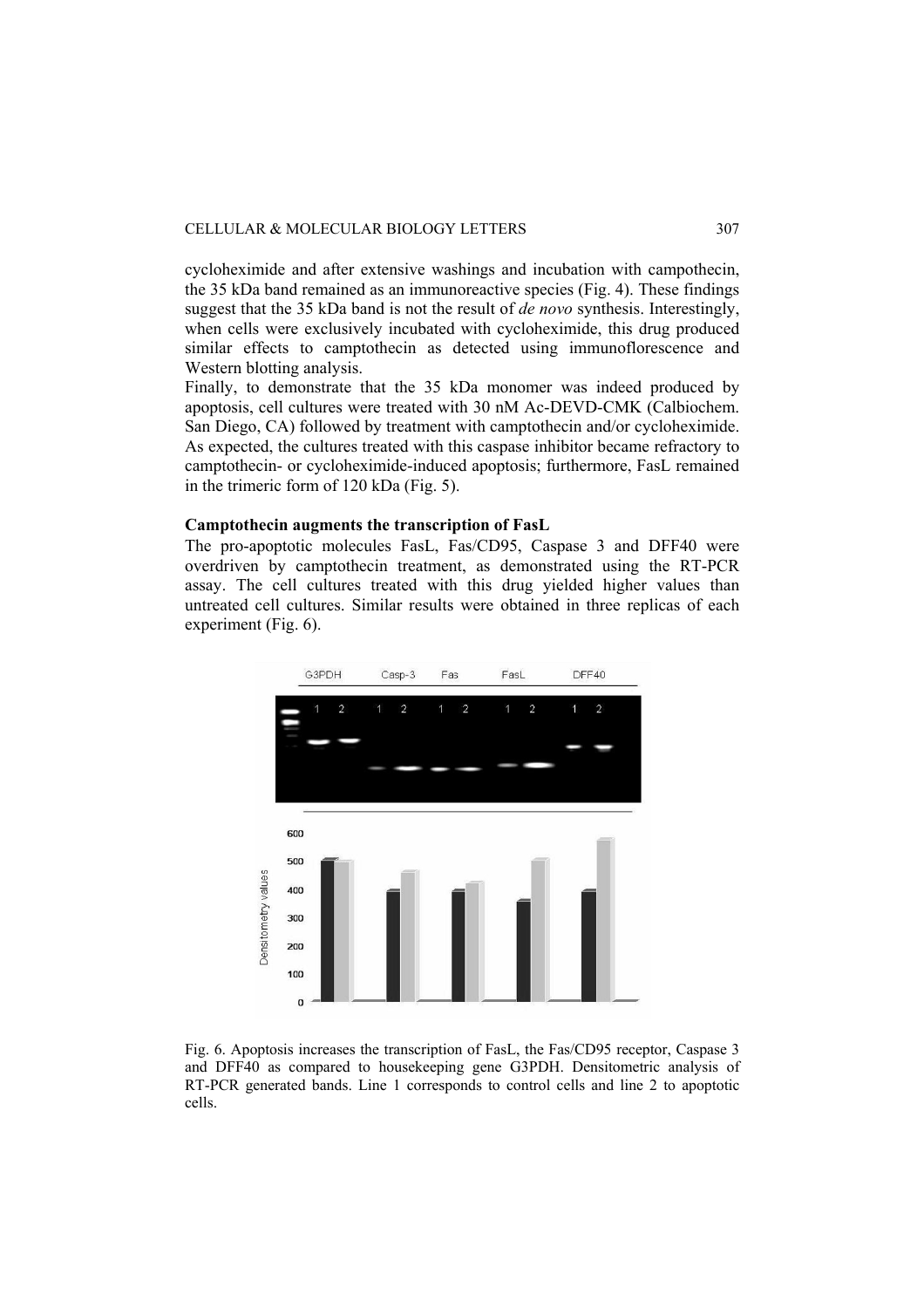cycloheximide and after extensive washings and incubation with campothecin, the 35 kDa band remained as an immunoreactive species (Fig. 4). These findings suggest that the 35 kDa band is not the result of *de novo* synthesis. Interestingly, when cells were exclusively incubated with cycloheximide, this drug produced similar effects to camptothecin as detected using immunoflorescence and Western blotting analysis.

Finally, to demonstrate that the 35 kDa monomer was indeed produced by apoptosis, cell cultures were treated with 30 nM Ac-DEVD-CMK (Calbiochem. San Diego, CA) followed by treatment with camptothecin and/or cycloheximide. As expected, the cultures treated with this caspase inhibitor became refractory to camptothecin- or cycloheximide-induced apoptosis; furthermore, FasL remained in the trimeric form of 120 kDa (Fig. 5).

**Camptothecin augments the transcription of FasL**

The pro-apoptotic molecules FasL, Fas/CD95, Caspase 3 and DFF40 were overdriven by camptothecin treatment, as demonstrated using the RT-PCR assay. The cell cultures treated with this drug yielded higher values than untreated cell cultures. Similar results were obtained in three replicas of each experiment (Fig. 6).

Fig. 6. Apoptosis increases the transcription of FasL, the Fas/CD95 receptor, Caspase 3 and DFF40 as compared to housekeeping gene G3PDH. Densitometric analysis of RT-PCR generated bands. Line 1 corresponds to control cells and line 2 to apoptotic cells.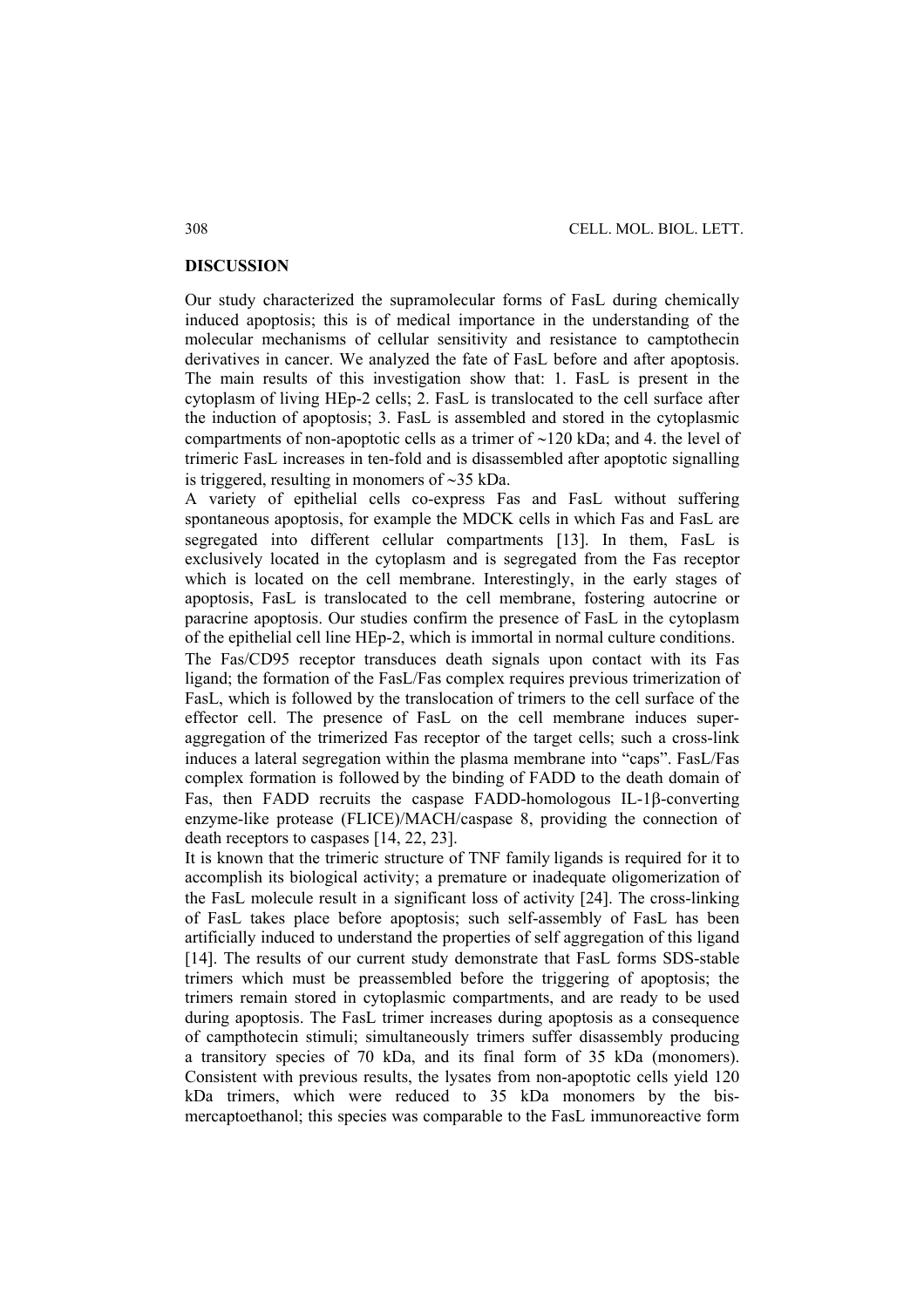## DISCUSSION

Our study characterized the supramolecular forms of FasL during chemically induced apoptosis; this is of medical importance in the understanding of the molecular mechanisms of cellular sensitivity and resistance to camptothecin derivatives in cancer. We analyzed the fate of FasL before and after apoptosis. The main results of this investigation show that: 1. FasL is present in the cytoplasm of living HEp-2 cells; 2. FasL is translocated to the cell surface after the induction of apoptosis; 3. FasL is assembled and stored in the cytoplasmic compartments of non-apoptotic cells as a trimer of ~120 kDa; and 4. the level of trimeric FasL increases in ten-fold and is disassembled after apoptotic signalling is triggered, resulting in monomers of ~35 kDa.

A variety of epithelial cells co-express Fas and FasL without suffering spontaneous apoptosis, for example the MDCK cells in which Fas and FasL are segregated into different cellular compartments [13]. In them, FasL is exclusively located in the cytoplasm and is segregated from the Fas receptor which is located on the cell membrane. Interestingly, in the early stages of apoptosis, FasL is translocated to the cell membrane, fostering autocrine or paracrine apoptosis. Our studies confirm the presence of FasL in the cytoplasm of the epithelial cell line HEp-2, which is immortal in normal culture conditions.

The Fas/CD95 receptor transduces death signals upon contact with its Fas ligand; the formation of the FasL/Fas complex requires previous trimerization of FasL, which is followed by the translocation of trimers to the cell surface of the effector cell. The presence of FasL on the cell membrane induces super-aggregation of the trimerized Fas receptor of the target cells; such a cross-link induces a lateral segregation within the plasma membrane into "caps". FasL/Fas complex formation is followed by the binding of FADD to the death domain of Fas, then FADD recruits the caspase FADD-homologous IL-1β-converting enzyme-like protease (FLICE)/MACH/caspase 8, providing the connection of death receptors to caspases [14, 22, 23].

It is known that the trimeric structure of TNF family ligands is required for it to accomplish its biological activity; a premature or inadequate oligomerization of the FasL molecule result in a significant loss of activity [24]. The cross-linking of FasL takes place before apoptosis; such self-assembly of FasL has been artificially induced to understand the properties of self aggregation of this ligand [14]. The results of our current study demonstrate that FasL forms SDS-stable trimers which must be preassembled before the triggering of apoptosis; the trimers remain stored in cytoplasmic compartments, and are ready to be used during apoptosis. The FasL trimer increases during apoptosis as a consequence of campthotecin stimuli; simultaneously trimers suffer disassembly producing a transitory species of 70 kDa, and its final form of 35 kDa (monomers). Consistent with previous results, the lysates from non-apoptotic cells yield 120 kDa trimers, which were reduced to 35 kDa monomers by the bis-mercaptoethanol; this species was comparable to the FasL immunoreactive form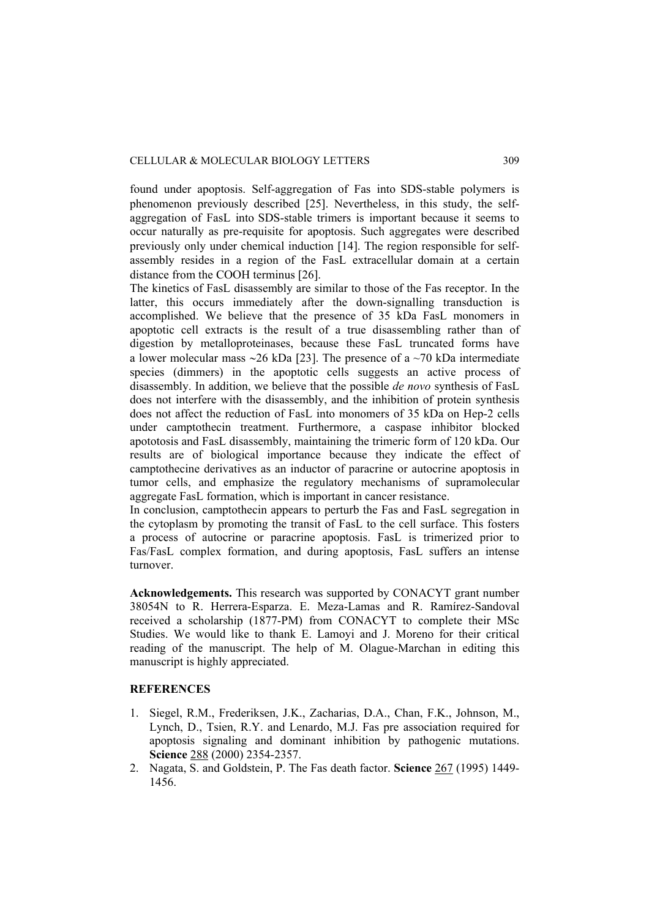found under apoptosis. Self-aggregation of Fas into SDS-stable polymers is phenomenon previously described [25]. Nevertheless, in this study, the self-aggregation of FasL into SDS-stable trimers is important because it seems to occur naturally as pre-requisite for apoptosis. Such aggregates were described previously only under chemical induction [14]. The region responsible for self-assembly resides in a region of the FasL extracellular domain at a certain distance from the COOH terminus [26].

The kinetics of FasL disassembly are similar to those of the Fas receptor. In the latter, this occurs immediately after the down-signalling transduction is accomplished. We believe that the presence of 35 kDa FasL monomers in apoptotic cell extracts is the result of a true disassembling rather than of digestion by metalloproteinases, because these FasL truncated forms have a lower molecular mass ~26 kDa [23]. The presence of a ~70 kDa intermediate species (dimmers) in the apoptotic cells suggests an active process of disassembly. In addition, we believe that the possible *de novo* synthesis of FasL does not interfere with the disassembly, and the inhibition of protein synthesis does not affect the reduction of FasL into monomers of 35 kDa on Hep-2 cells under camptothecin treatment. Furthermore, a caspase inhibitor blocked apotótosis and FasL disassembly, maintaining the trimeric form of 120 kDa. Our results are of biological importance because they indicate the effect of camptothecine derivatives as an inductor of paracrine or autocrine apoptosis in tumor cells, and emphasize the regulatory mechanisms of supramolecular aggregate FasL formation, which is important in cancer resistance.

In conclusion, camptothecin appears to perturb the Fas and FasL segregation in the cytoplasm by promoting the transit of FasL to the cell surface. This fosters a process of autocrine or paracrine apoptosis. FasL is trimerized prior to Fas/FasL complex formation, and during apoptosis, FasL suffers an intense turnover.

**Acknowledgements.** This research was supported by CONACYT grant number 38054N to R. Herrera-Esparza. E. Meza-Lamas and R. Ramírez-Sandoval received a scholarship (1877-PM) from CONACYT to complete their MSc Studies. We would like to thank E. Lamoyi and J. Moreno for their critical reading of the manuscript. The help of M. Olague-Marchan in editing this manuscript is highly appreciated.

## REFERENCES

1. Siegel, R.M., Frederiksen, J.K., Zacharias, D.A., Chan, F.K., Johnson, M., Lynch, D., Tsien, R.Y. and Lenardo, M.J. Fas pre association required for apoptosis signaling and dominant inhibition by pathogenic mutations. **Science** 288 (2000) 2354-2357.
2. Nagata, S. and Goldstein, P. The Fas death factor. **Science** 267 (1995) 1449-1456.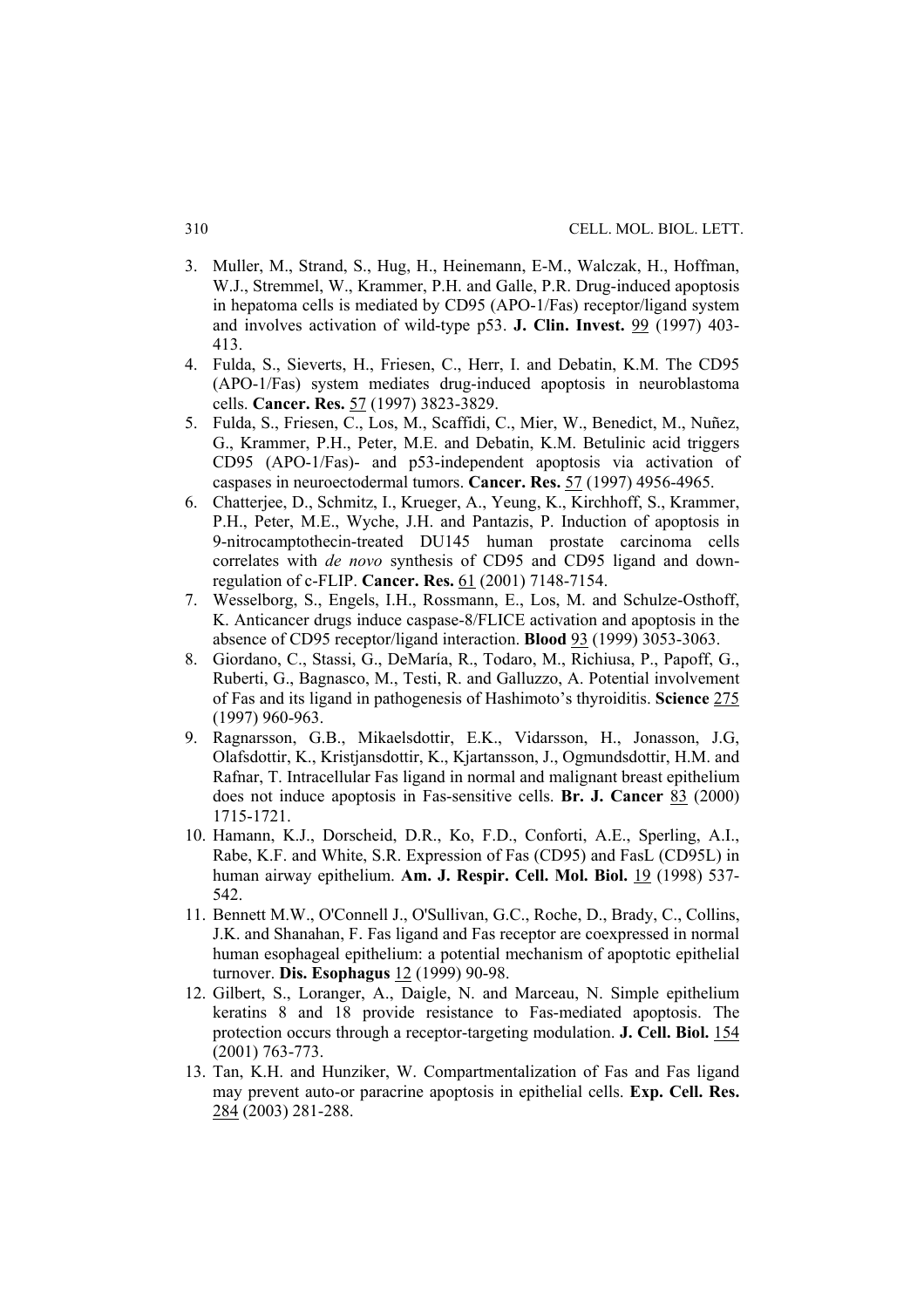3. Muller, M., Strand, S., Hug, H., Heinemann, E-M., Walczak, H., Hoffman, W.J., Stremmel, W., Krammer, P.H. and Galle, P.R. Drug-induced apoptosis in hepatoma cells is mediated by CD95 (APO-1/Fas) receptor/ligand system and involves activation of wild-type p53. **J. Clin. Invest.** 99 (1997) 403-413.
4. Fulda, S., Sieverts, H., Friesen, C., Herr, I. and Debatin, K.M. The CD95 (APO-1/Fas) system mediates drug-induced apoptosis in neuroblastoma cells. **Cancer. Res.** 57 (1997) 3823-3829.
5. Fulda, S., Friesen, C., Los, M., Scaffidi, C., Mier, W., Benedict, M., Nuñez, G., Krammer, P.H., Peter, M.E. and Debatin, K.M. Betulinic acid triggers CD95 (APO-1/Fas)- and p53-independent apoptosis via activation of caspases in neuroectodermal tumors. **Cancer. Res.** 57 (1997) 4956-4965.
6. Chatterjee, D., Schmitz, I., Krueger, A., Yeung, K., Kirchhoff, S., Krammer, P.H., Peter, M.E., Wyche, J.H. and Pantazis, P. Induction of apoptosis in 9-nitrocamptothecin-treated DU145 human prostate carcinoma cells correlates with *de novo* synthesis of CD95 and CD95 ligand and down-regulation of c-FLIP. **Cancer. Res.** 61 (2001) 7148-7154.
7. Wesselborg, S., Engels, I.H., Rossmann, E., Los, M. and Schulze-Osthoff, K. Anticancer drugs induce caspase-8/FLICE activation and apoptosis in the absence of CD95 receptor/ligand interaction. **Blood** 93 (1999) 3053-3063.
8. Giordano, C., Stassi, G., DeMaría, R., Todaro, M., Richiusa, P., Papoff, G., Ruberti, G., Bagnasco, M., Testi, R. and Galluzzo, A. Potential involvement of Fas and its ligand in pathogenesis of Hashimoto's thyroiditis. **Science** 275 (1997) 960-963.
9. Ragnarsson, G.B., Mikaelsdottir, E.K., Vidarsson, H., Jonasson, J.G, Olafsdottir, K., Kristjansdottir, K., Kjartansson, J., Ogmundsdottir, H.M. and Rafnar, T. Intracellular Fas ligand in normal and malignant breast epithelium does not induce apoptosis in Fas-sensitive cells. **Br. J. Cancer** 83 (2000) 1715-1721.
10. Hamann, K.J., Dorscheid, D.R., Ko, F.D., Conforti, A.E., Sperling, A.I., Rabe, K.F. and White, S.R. Expression of Fas (CD95) and FasL (CD95L) in human airway epithelium. **Am. J. Respir. Cell. Mol. Biol.** 19 (1998) 537-542.
11. Bennett M.W., O'Connell J., O'Sullivan, G.C., Roche, D., Brady, C., Collins, J.K. and Shanahan, F. Fas ligand and Fas receptor are coexpressed in normal human esophageal epithelium: a potential mechanism of apoptotic epithelial turnover. **Dis. Esophagus** 12 (1999) 90-98.
12. Gilbert, S., Loranger, A., Daigle, N. and Marceau, N. Simple epithelium keratins 8 and 18 provide resistance to Fas-mediated apoptosis. The protection occurs through a receptor-targeting modulation. **J. Cell. Biol.** 154 (2001) 763-773.
13. Tan, K.H. and Hunziker, W. Compartmentalization of Fas and Fas ligand may prevent auto-or paracrine apoptosis in epithelial cells. **Exp. Cell. Res.** 284 (2003) 281-288.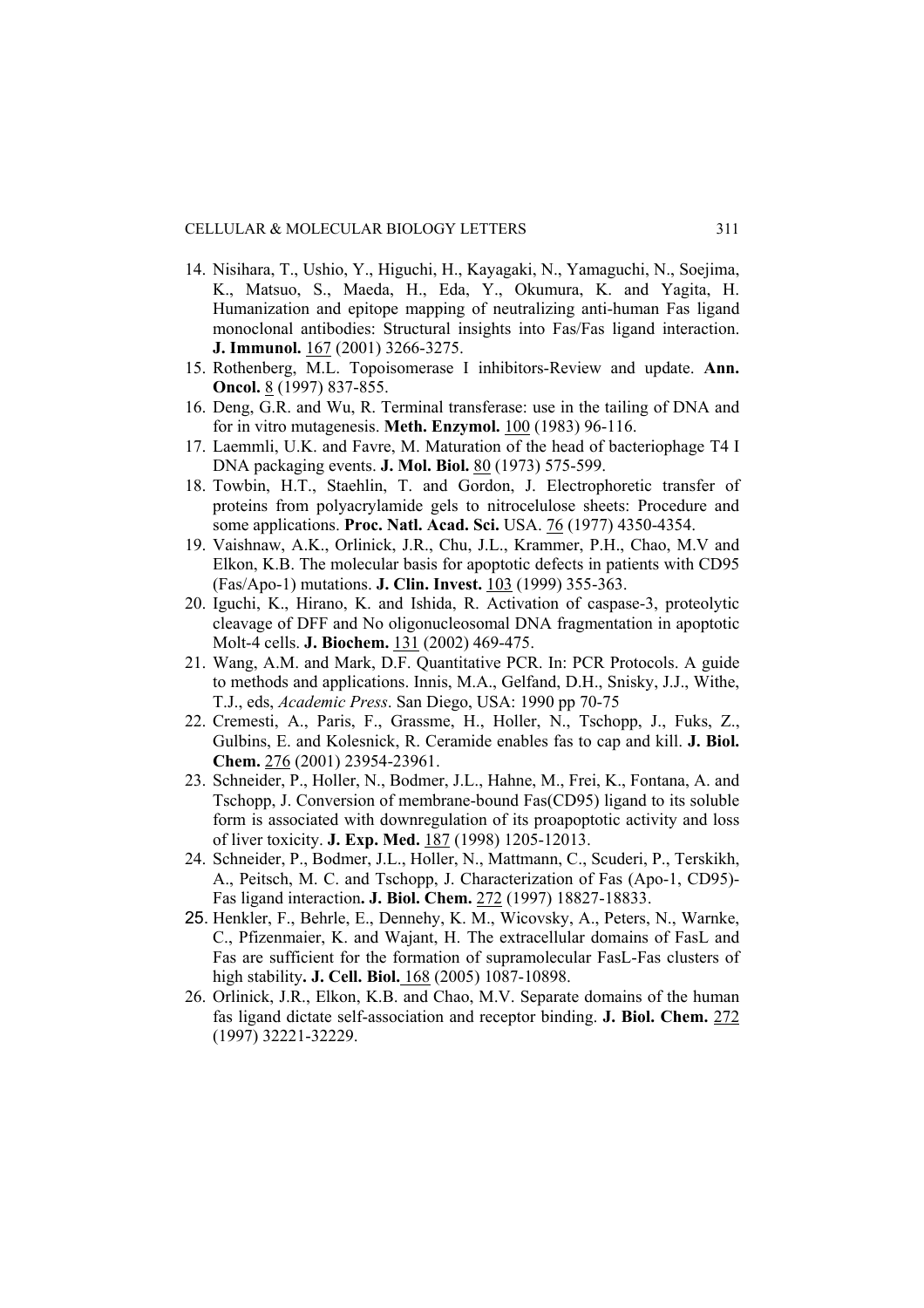14. Nisihara, T., Ushio, Y., Higuchi, H., Kayagaki, N., Yamaguchi, N., Soejima, K., Matsuo, S., Maeda, H., Eda, Y., Okumura, K. and Yagita, H. Humanization and epitope mapping of neutralizing anti-human Fas ligand monoclonal antibodies: Structural insights into Fas/Fas ligand interaction. **J. Immunol.** 167 (2001) 3266-3275.
15. Rothenberg, M.L. Topoisomerase I inhibitors-Review and update. **Ann. Oncol.** 8 (1997) 837-855.
16. Deng, G.R. and Wu, R. Terminal transferase: use in the tailing of DNA and for in vitro mutagenesis. **Meth. Enzymol.** 100 (1983) 96-116.
17. Laemmli, U.K. and Favre, M. Maturation of the head of bacteriophage T4 I DNA packaging events. **J. Mol. Biol.** 80 (1973) 575-599.
18. Towbin, H.T., Staehlin, T. and Gordon, J. Electrophoretic transfer of proteins from polyacrylamide gels to nitrocelulose sheets: Procedure and some applications. **Proc. Natl. Acad. Sci.** USA. 76 (1977) 4350-4354.
19. Vaishnaw, A.K., Orlinick, J.R., Chu, J.L., Krammer, P.H., Chao, M.V and Elkon, K.B. The molecular basis for apoptotic defects in patients with CD95 (Fas/Apo-1) mutations. **J. Clin. Invest.** 103 (1999) 355-363.
20. Iguchi, K., Hirano, K. and Ishida, R. Activation of caspase-3, proteolytic cleavage of DFF and No oligonucleosomal DNA fragmentation in apoptotic Molt-4 cells. **J. Biochem.** 131 (2002) 469-475.
21. Wang, A.M. and Mark, D.F. Quantitative PCR. In: PCR Protocols. A guide to methods and applications. Innis, M.A., Gelfand, D.H., Snisky, J.J., Withe, T.J., eds, *Academic Press*. San Diego, USA: 1990 pp 70-75
22. Cremesti, A., Paris, F., Grassme, H., Holler, N., Tschopp, J., Fuks, Z., Gulbins, E. and Kolesnick, R. Ceramide enables fas to cap and kill. **J. Biol. Chem.** 276 (2001) 23954-23961.
23. Schneider, P., Holler, N., Bodmer, J.L., Hahne, M., Frei, K., Fontana, A. and Tschopp, J. Conversion of membrane-bound Fas(CD95) ligand to its soluble form is associated with downregulation of its proapoptotic activity and loss of liver toxicity. **J. Exp. Med.** 187 (1998) 1205-12013.
24. Schneider, P., Bodmer, J.L., Holler, N., Mattmann, C., Scuderi, P., Terskikh, A., Peitsch, M. C. and Tschopp, J. Characterization of Fas (Apo-1, CD95)-Fas ligand interaction**. J. Biol. Chem.** 272 (1997) 18827-18833.
25. Henkler, F., Behrle, E., Dennehy, K. M., Wicovsky, A., Peters, N., Warnke, C., Pfizenmaier, K. and Wajant, H. The extracellular domains of FasL and Fas are sufficient for the formation of supramolecular FasL-Fas clusters of high stability**. J. Cell. Biol.** 168 (2005) 1087-10898.
26. Orlinick, J.R., Elkon, K.B. and Chao, M.V. Separate domains of the human fas ligand dictate self-association and receptor binding. **J. Biol. Chem.** 272 (1997) 32221-32229.